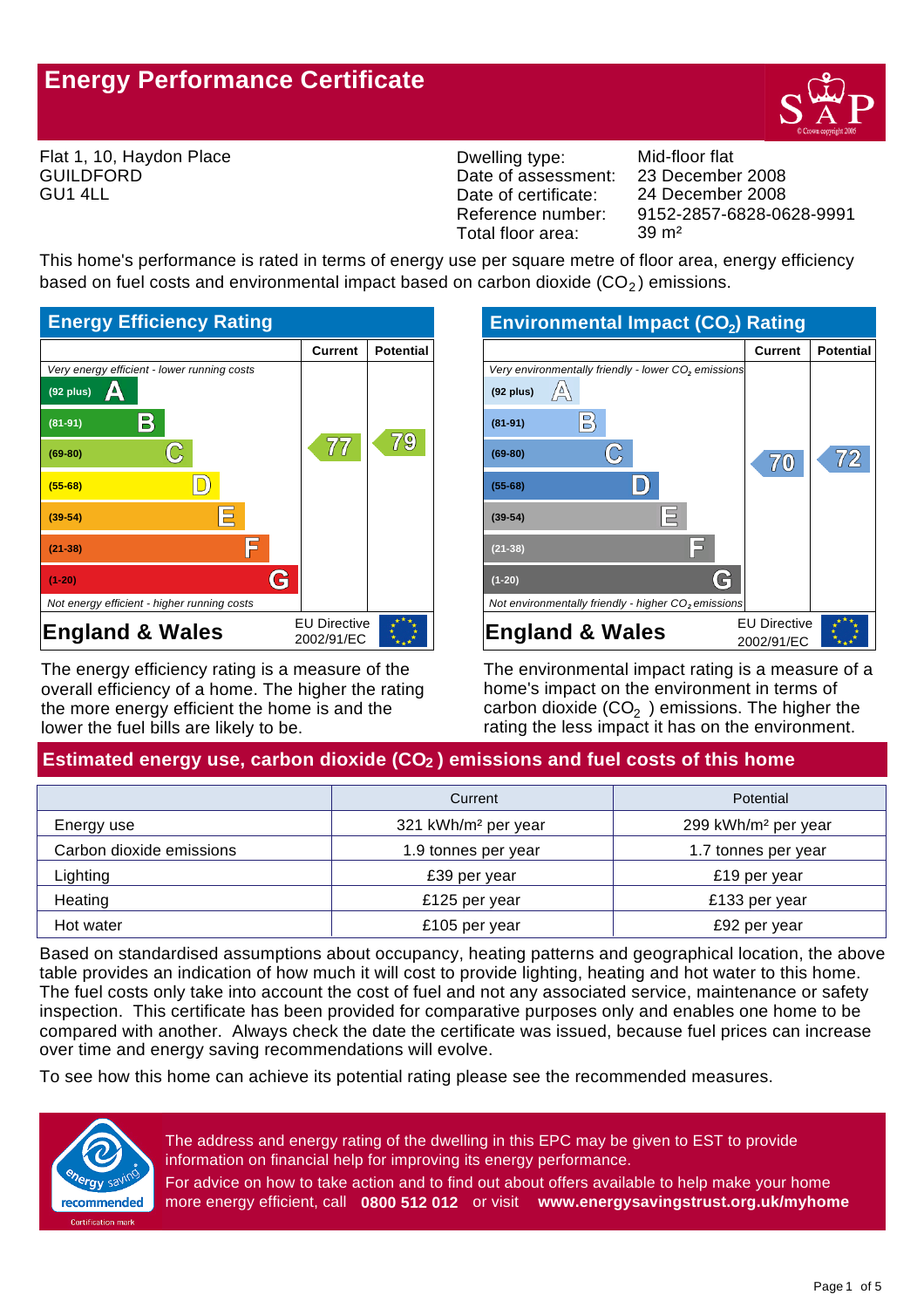# Energy Performance Certificate

Flat 1, 10, Haydon Place
GUILDFORD
GU1 4LL

| | |
|---|---|
| Dwelling type: | Mid-floor flat |
| Date of assessment: | 23 December 2008 |
| Date of certificate: | 24 December 2008 |
| Reference number: | 9152-2857-6828-0628-9991 |
| Total floor area: | 39 m² |

This home's performance is rated in terms of energy use per square metre of floor area, energy efficiency based on fuel costs and environmental impact based on carbon dioxide ($CO_2$) emissions.

## Energy Efficiency Rating

| | Current | Potential |
|---|---|---|
| *Very energy efficient - lower running costs* | | |
| (92 plus) A | | |
| (81-91) B | | |
| (69-80) C | 77 | 79 |
| (55-68) D | | |
| (39-54) E | | |
| (21-38) F | | |
| (1-20) G | | |
| *Not energy efficient - higher running costs* | | |

**England & Wales** — EU Directive 2002/91/EC

The energy efficiency rating is a measure of the overall efficiency of a home. The higher the rating the more energy efficient the home is and the lower the fuel bills are likely to be.

## Environmental Impact ($CO_2$) Rating

| | Current | Potential |
|---|---|---|
| *Very environmentally friendly - lower $CO_2$ emissions* | | |
| (92 plus) A | | |
| (81-91) B | | |
| (69-80) C | 70 | 72 |
| (55-68) D | | |
| (39-54) E | | |
| (21-38) F | | |
| (1-20) G | | |
| *Not environmentally friendly - higher $CO_2$ emissions* | | |

**England & Wales** — EU Directive 2002/91/EC

The environmental impact rating is a measure of a home's impact on the environment in terms of carbon dioxide ($CO_2$) emissions. The higher the rating the less impact it has on the environment.

## Estimated energy use, carbon dioxide ($CO_2$) emissions and fuel costs of this home

| | Current | Potential |
|---|---|---|
| Energy use | 321 kWh/m² per year | 299 kWh/m² per year |
| Carbon dioxide emissions | 1.9 tonnes per year | 1.7 tonnes per year |
| Lighting | £39 per year | £19 per year |
| Heating | £125 per year | £133 per year |
| Hot water | £105 per year | £92 per year |

Based on standardised assumptions about occupancy, heating patterns and geographical location, the above table provides an indication of how much it will cost to provide lighting, heating and hot water to this home. The fuel costs only take into account the cost of fuel and not any associated service, maintenance or safety inspection. This certificate has been provided for comparative purposes only and enables one home to be compared with another. Always check the date the certificate was issued, because fuel prices can increase over time and energy saving recommendations will evolve.

To see how this home can achieve its potential rating please see the recommended measures.

energy saving recommended — Certification mark

The address and energy rating of the dwelling in this EPC may be given to EST to provide information on financial help for improving its energy performance.

For advice on how to take action and to find out about offers available to help make your home more energy efficient, call **0800 512 012** or visit **www.energysavingstrust.org.uk/myhome**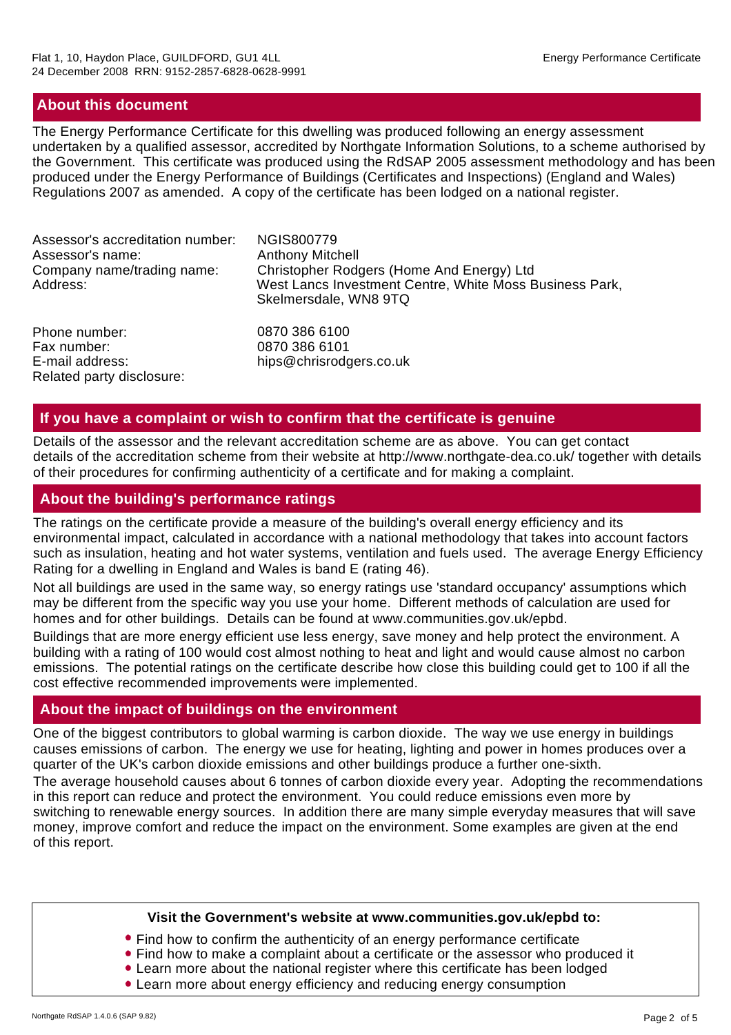## About this document

The Energy Performance Certificate for this dwelling was produced following an energy assessment undertaken by a qualified assessor, accredited by Northgate Information Solutions, to a scheme authorised by the Government. This certificate was produced using the RdSAP 2005 assessment methodology and has been produced under the Energy Performance of Buildings (Certificates and Inspections) (England and Wales) Regulations 2007 as amended. A copy of the certificate has been lodged on a national register.

| | |
|---|---|
| Assessor's accreditation number: | NGIS800779 |
| Assessor's name: | Anthony Mitchell |
| Company name/trading name: | Christopher Rodgers (Home And Energy) Ltd |
| Address: | West Lancs Investment Centre, White Moss Business Park, Skelmersdale, WN8 9TQ |
| Phone number: | 0870 386 6100 |
| Fax number: | 0870 386 6101 |
| E-mail address: | hips@chrisrodgers.co.uk |
| Related party disclosure: | |

## If you have a complaint or wish to confirm that the certificate is genuine

Details of the assessor and the relevant accreditation scheme are as above. You can get contact details of the accreditation scheme from their website at http://www.northgate-dea.co.uk/ together with details of their procedures for confirming authenticity of a certificate and for making a complaint.

## About the building's performance ratings

The ratings on the certificate provide a measure of the building's overall energy efficiency and its environmental impact, calculated in accordance with a national methodology that takes into account factors such as insulation, heating and hot water systems, ventilation and fuels used. The average Energy Efficiency Rating for a dwelling in England and Wales is band E (rating 46).

Not all buildings are used in the same way, so energy ratings use 'standard occupancy' assumptions which may be different from the specific way you use your home. Different methods of calculation are used for homes and for other buildings. Details can be found at www.communities.gov.uk/epbd.

Buildings that are more energy efficient use less energy, save money and help protect the environment. A building with a rating of 100 would cost almost nothing to heat and light and would cause almost no carbon emissions. The potential ratings on the certificate describe how close this building could get to 100 if all the cost effective recommended improvements were implemented.

## About the impact of buildings on the environment

One of the biggest contributors to global warming is carbon dioxide. The way we use energy in buildings causes emissions of carbon. The energy we use for heating, lighting and power in homes produces over a quarter of the UK's carbon dioxide emissions and other buildings produce a further one-sixth.

The average household causes about 6 tonnes of carbon dioxide every year. Adopting the recommendations in this report can reduce and protect the environment. You could reduce emissions even more by switching to renewable energy sources. In addition there are many simple everyday measures that will save money, improve comfort and reduce the impact on the environment. Some examples are given at the end of this report.

**Visit the Government's website at www.communities.gov.uk/epbd to:**

- Find how to confirm the authenticity of an energy performance certificate
- Find how to make a complaint about a certificate or the assessor who produced it
- Learn more about the national register where this certificate has been lodged
- Learn more about energy efficiency and reducing energy consumption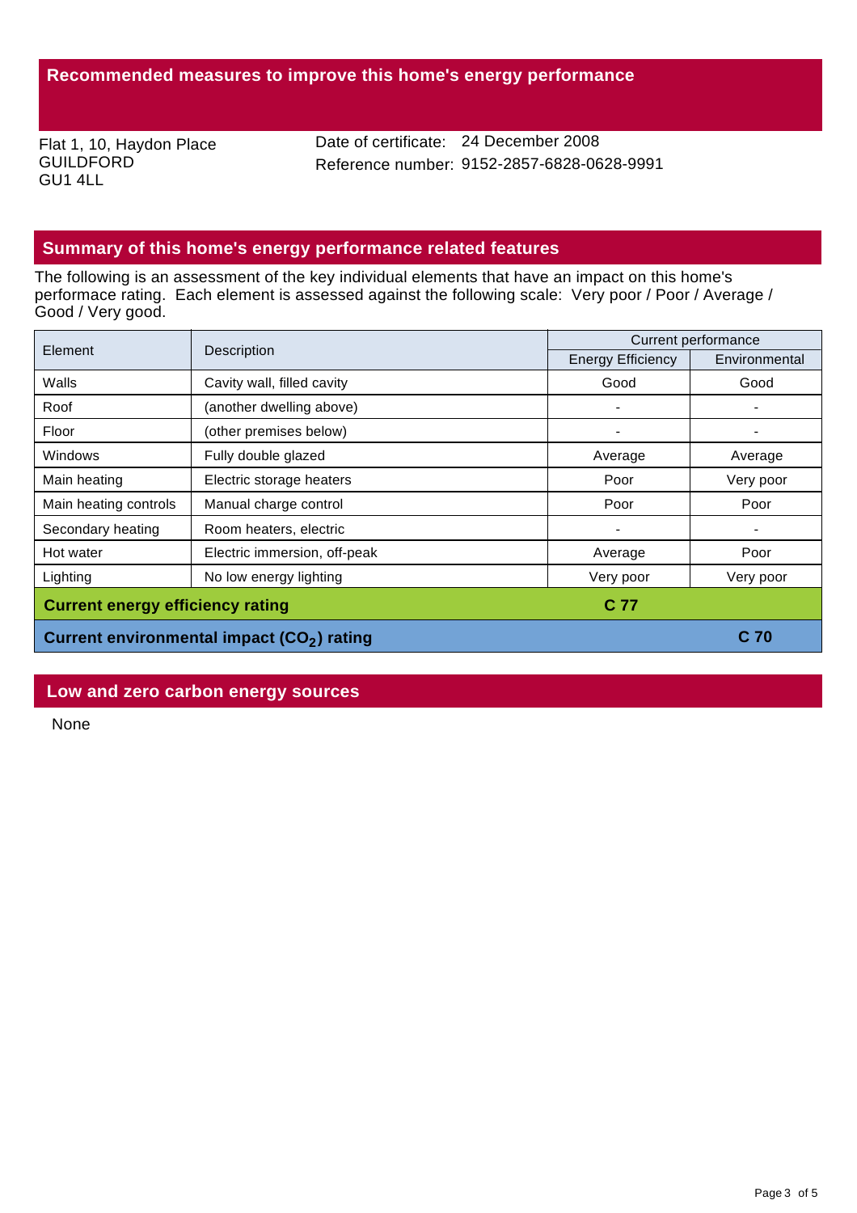## Recommended measures to improve this home's energy performance

Flat 1, 10, Haydon Place
GUILDFORD
GU1 4LL

Date of certificate: 24 December 2008
Reference number: 9152-2857-6828-0628-9991

## Summary of this home's energy performance related features

The following is an assessment of the key individual elements that have an impact on this home's performace rating. Each element is assessed against the following scale: Very poor / Poor / Average / Good / Very good.

| Element | Description | Current performance | |
|---|---|---|---|
| | | Energy Efficiency | Environmental |
| Walls | Cavity wall, filled cavity | Good | Good |
| Roof | (another dwelling above) | - | - |
| Floor | (other premises below) | - | - |
| Windows | Fully double glazed | Average | Average |
| Main heating | Electric storage heaters | Poor | Very poor |
| Main heating controls | Manual charge control | Poor | Poor |
| Secondary heating | Room heaters, electric | - | - |
| Hot water | Electric immersion, off-peak | Average | Poor |
| Lighting | No low energy lighting | Very poor | Very poor |
| **Current energy efficiency rating** | | **C 77** | |
| **Current environmental impact ($CO_2$) rating** | | | **C 70** |

## Low and zero carbon energy sources

None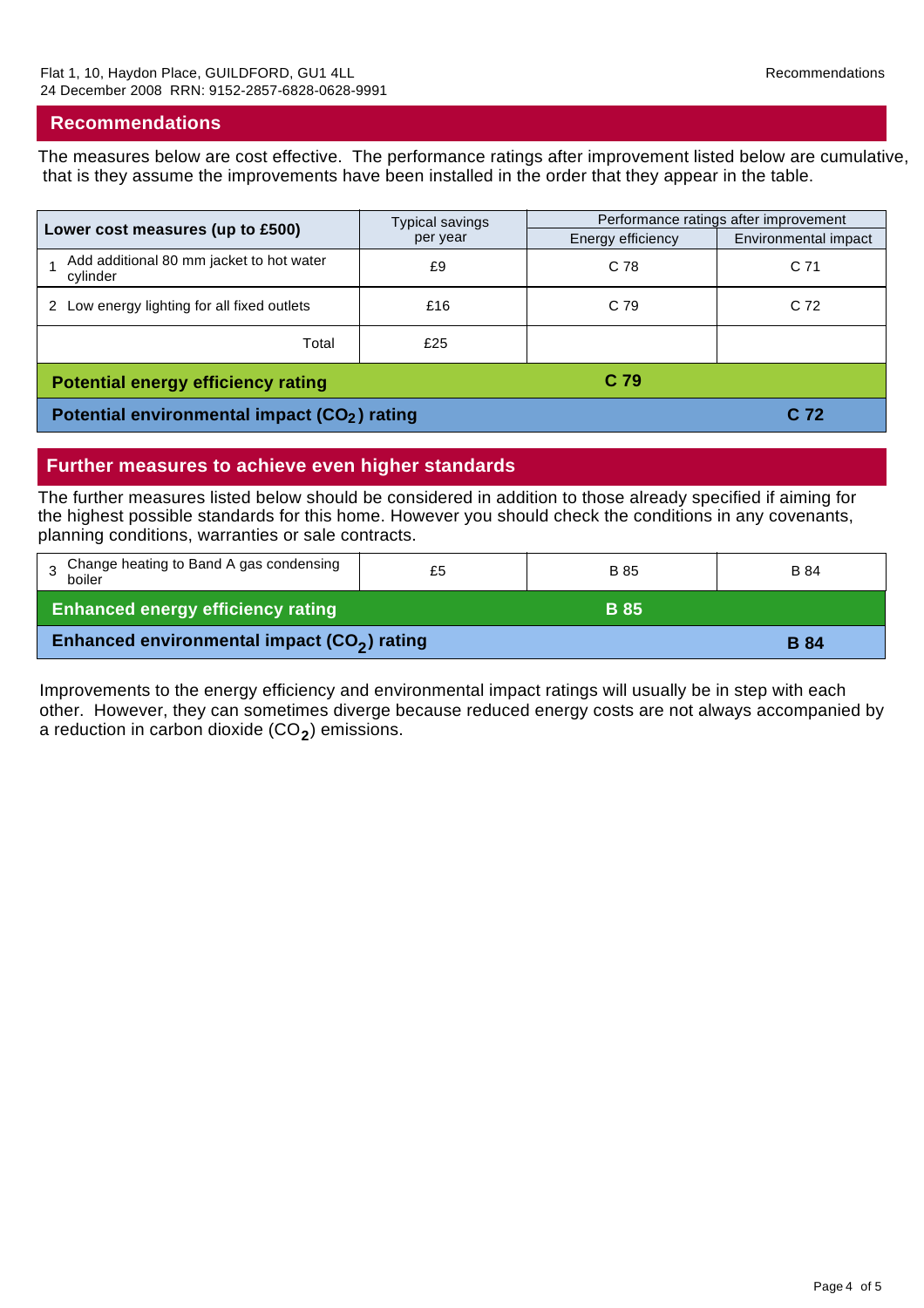## Recommendations

The measures below are cost effective. The performance ratings after improvement listed below are cumulative, that is they assume the improvements have been installed in the order that they appear in the table.

| Lower cost measures (up to £500) | Typical savings per year | Performance ratings after improvement | |
|---|---|---|---|
| | | Energy efficiency | Environmental impact |
| 1 Add additional 80 mm jacket to hot water cylinder | £9 | C 78 | C 71 |
| 2 Low energy lighting for all fixed outlets | £16 | C 79 | C 72 |
| Total | £25 | | |
| **Potential energy efficiency rating** | | **C 79** | |
| **Potential environmental impact ($CO_2$) rating** | | | **C 72** |

## Further measures to achieve even higher standards

The further measures listed below should be considered in addition to those already specified if aiming for the highest possible standards for this home. However you should check the conditions in any covenants, planning conditions, warranties or sale contracts.

| Measure | Typical savings per year | Energy efficiency | Environmental impact |
|---|---|---|---|
| 3 Change heating to Band A gas condensing boiler | £5 | B 85 | B 84 |
| **Enhanced energy efficiency rating** | | **B 85** | |
| **Enhanced environmental impact ($CO_2$) rating** | | | **B 84** |

Improvements to the energy efficiency and environmental impact ratings will usually be in step with each other. However, they can sometimes diverge because reduced energy costs are not always accompanied by a reduction in carbon dioxide ($CO_2$) emissions.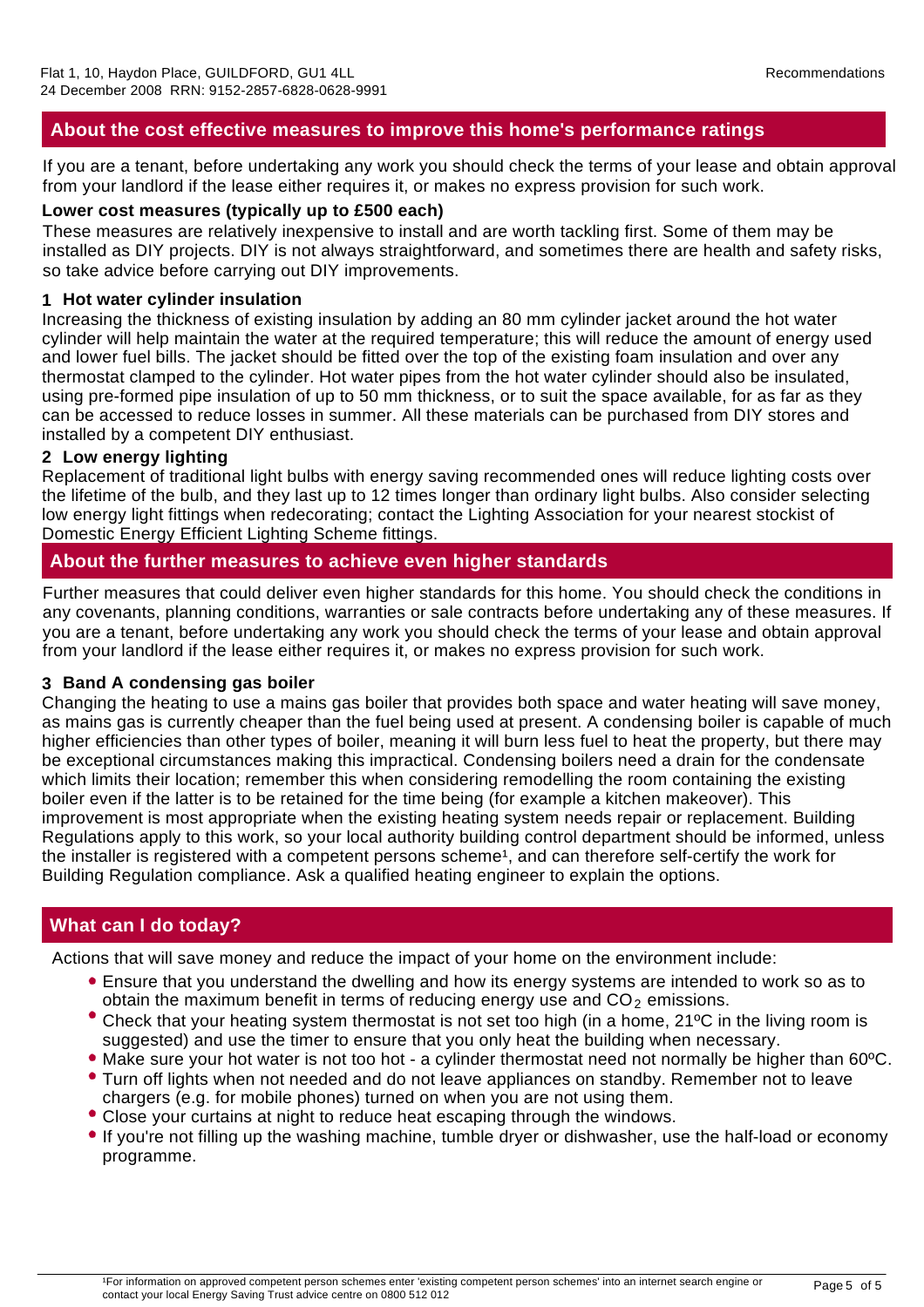## About the cost effective measures to improve this home's performance ratings

If you are a tenant, before undertaking any work you should check the terms of your lease and obtain approval from your landlord if the lease either requires it, or makes no express provision for such work.

**Lower cost measures (typically up to £500 each)**

These measures are relatively inexpensive to install and are worth tackling first. Some of them may be installed as DIY projects. DIY is not always straightforward, and sometimes there are health and safety risks, so take advice before carrying out DIY improvements.

### 1 Hot water cylinder insulation

Increasing the thickness of existing insulation by adding an 80 mm cylinder jacket around the hot water cylinder will help maintain the water at the required temperature; this will reduce the amount of energy used and lower fuel bills. The jacket should be fitted over the top of the existing foam insulation and over any thermostat clamped to the cylinder. Hot water pipes from the hot water cylinder should also be insulated, using pre-formed pipe insulation of up to 50 mm thickness, or to suit the space available, for as far as they can be accessed to reduce losses in summer. All these materials can be purchased from DIY stores and installed by a competent DIY enthusiast.

### 2 Low energy lighting

Replacement of traditional light bulbs with energy saving recommended ones will reduce lighting costs over the lifetime of the bulb, and they last up to 12 times longer than ordinary light bulbs. Also consider selecting low energy light fittings when redecorating; contact the Lighting Association for your nearest stockist of Domestic Energy Efficient Lighting Scheme fittings.

## About the further measures to achieve even higher standards

Further measures that could deliver even higher standards for this home. You should check the conditions in any covenants, planning conditions, warranties or sale contracts before undertaking any of these measures. If you are a tenant, before undertaking any work you should check the terms of your lease and obtain approval from your landlord if the lease either requires it, or makes no express provision for such work.

### 3 Band A condensing gas boiler

Changing the heating to use a mains gas boiler that provides both space and water heating will save money, as mains gas is currently cheaper than the fuel being used at present. A condensing boiler is capable of much higher efficiencies than other types of boiler, meaning it will burn less fuel to heat the property, but there may be exceptional circumstances making this impractical. Condensing boilers need a drain for the condensate which limits their location; remember this when considering remodelling the room containing the existing boiler even if the latter is to be retained for the time being (for example a kitchen makeover). This improvement is most appropriate when the existing heating system needs repair or replacement. Building Regulations apply to this work, so your local authority building control department should be informed, unless the installer is registered with a competent persons scheme[1], and can therefore self-certify the work for Building Regulation compliance. Ask a qualified heating engineer to explain the options.

## What can I do today?

Actions that will save money and reduce the impact of your home on the environment include:

- Ensure that you understand the dwelling and how its energy systems are intended to work so as to obtain the maximum benefit in terms of reducing energy use and $CO_2$ emissions.
- Check that your heating system thermostat is not set too high (in a home, 21ºC in the living room is suggested) and use the timer to ensure that you only heat the building when necessary.
- Make sure your hot water is not too hot - a cylinder thermostat need not normally be higher than 60ºC.
- Turn off lights when not needed and do not leave appliances on standby. Remember not to leave chargers (e.g. for mobile phones) turned on when you are not using them.
- Close your curtains at night to reduce heat escaping through the windows.
- If you're not filling up the washing machine, tumble dryer or dishwasher, use the half-load or economy programme.

[1]For information on approved competent person schemes enter 'existing competent person schemes' into an internet search engine or contact your local Energy Saving Trust advice centre on 0800 512 012